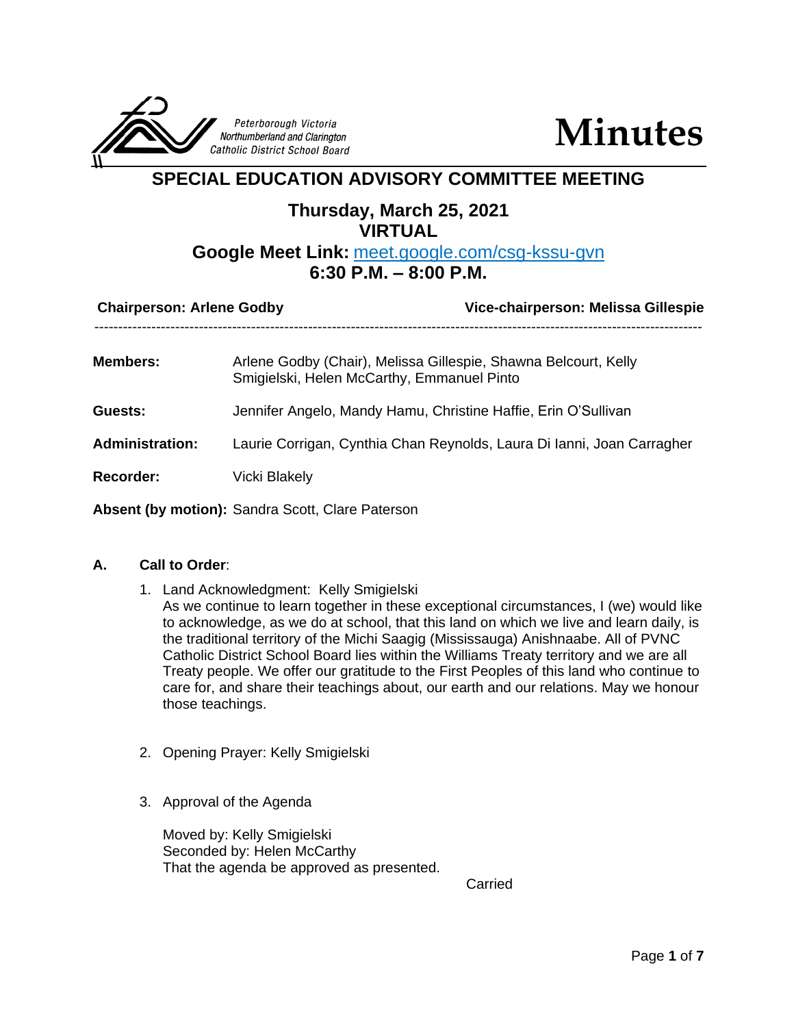Peterborough Victoria Northumberland and Clarington Catholic District School Board

# Minutes

## SPECIAL EDUCATION ADVISORY COMMITTEE MEETING

### Thursday, March 25, 2021
### VIRTUAL
### Google Meet Link: meet.google.com/csg-kssu-gvn
### 6:30 P.M. – 8:00 P.M.

**Chairperson: Arlene Godby** | **Vice-chairperson: Melissa Gillespie**

---

**Members:** Arlene Godby (Chair), Melissa Gillespie, Shawna Belcourt, Kelly Smigielski, Helen McCarthy, Emmanuel Pinto

**Guests:** Jennifer Angelo, Mandy Hamu, Christine Haffie, Erin O'Sullivan

**Administration:** Laurie Corrigan, Cynthia Chan Reynolds, Laura Di Ianni, Joan Carragher

**Recorder:** Vicki Blakely

**Absent (by motion):** Sandra Scott, Clare Paterson

**A. Call to Order**:

1. Land Acknowledgment: Kelly Smigielski
   As we continue to learn together in these exceptional circumstances, I (we) would like to acknowledge, as we do at school, that this land on which we live and learn daily, is the traditional territory of the Michi Saagig (Mississauga) Anishnaabe. All of PVNC Catholic District School Board lies within the Williams Treaty territory and we are all Treaty people. We offer our gratitude to the First Peoples of this land who continue to care for, and share their teachings about, our earth and our relations. May we honour those teachings.

2. Opening Prayer: Kelly Smigielski

3. Approval of the Agenda

   Moved by: Kelly Smigielski
   Seconded by: Helen McCarthy
   That the agenda be approved as presented.

   Carried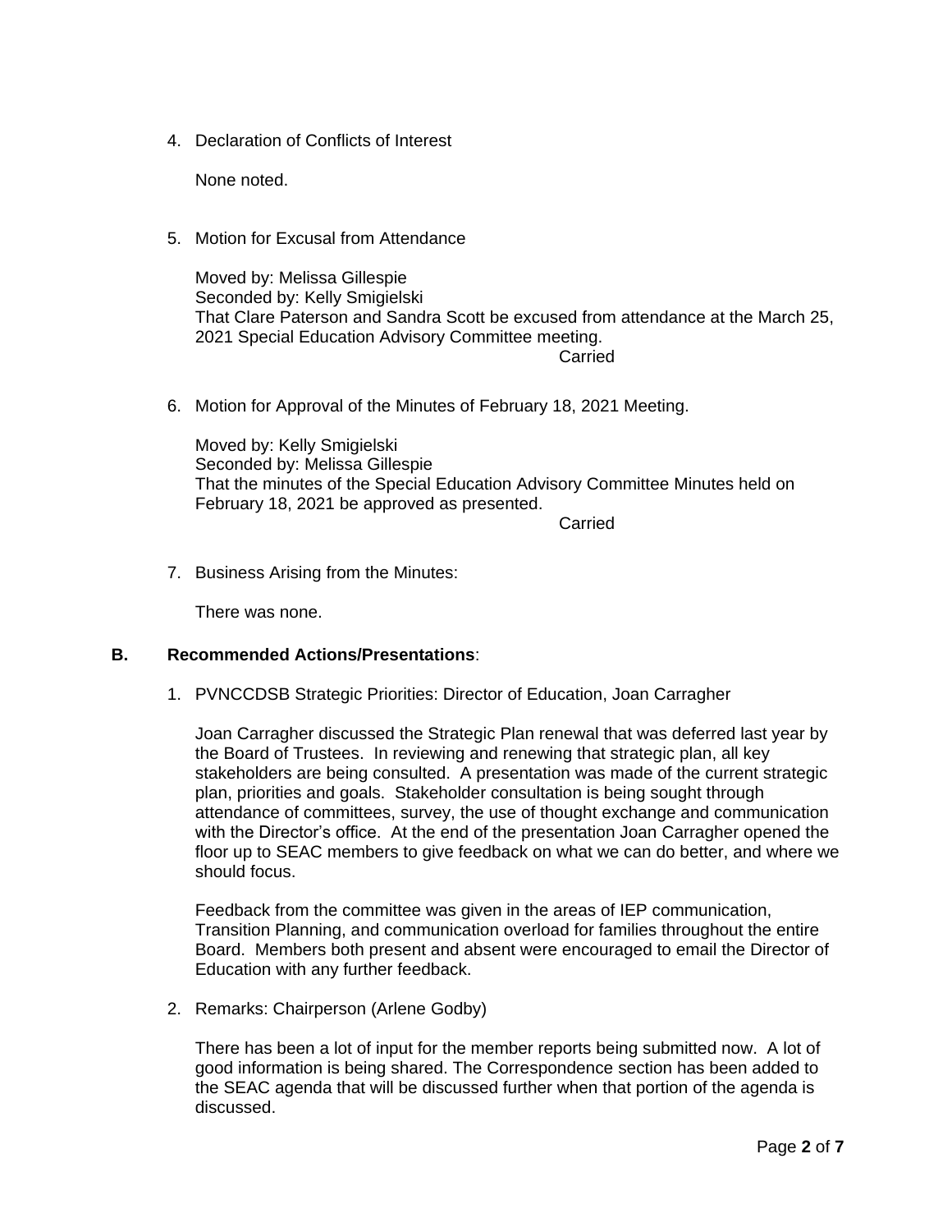4. Declaration of Conflicts of Interest

   None noted.

5. Motion for Excusal from Attendance

   Moved by: Melissa Gillespie
   Seconded by: Kelly Smigielski
   That Clare Paterson and Sandra Scott be excused from attendance at the March 25, 2021 Special Education Advisory Committee meeting.

   Carried

6. Motion for Approval of the Minutes of February 18, 2021 Meeting.

   Moved by: Kelly Smigielski
   Seconded by: Melissa Gillespie
   That the minutes of the Special Education Advisory Committee Minutes held on February 18, 2021 be approved as presented.

   Carried

7. Business Arising from the Minutes:

   There was none.

## B. Recommended Actions/Presentations:

1. PVNCCDSB Strategic Priorities: Director of Education, Joan Carragher

   Joan Carragher discussed the Strategic Plan renewal that was deferred last year by the Board of Trustees. In reviewing and renewing that strategic plan, all key stakeholders are being consulted. A presentation was made of the current strategic plan, priorities and goals. Stakeholder consultation is being sought through attendance of committees, survey, the use of thought exchange and communication with the Director's office. At the end of the presentation Joan Carragher opened the floor up to SEAC members to give feedback on what we can do better, and where we should focus.

   Feedback from the committee was given in the areas of IEP communication, Transition Planning, and communication overload for families throughout the entire Board. Members both present and absent were encouraged to email the Director of Education with any further feedback.

2. Remarks: Chairperson (Arlene Godby)

   There has been a lot of input for the member reports being submitted now. A lot of good information is being shared. The Correspondence section has been added to the SEAC agenda that will be discussed further when that portion of the agenda is discussed.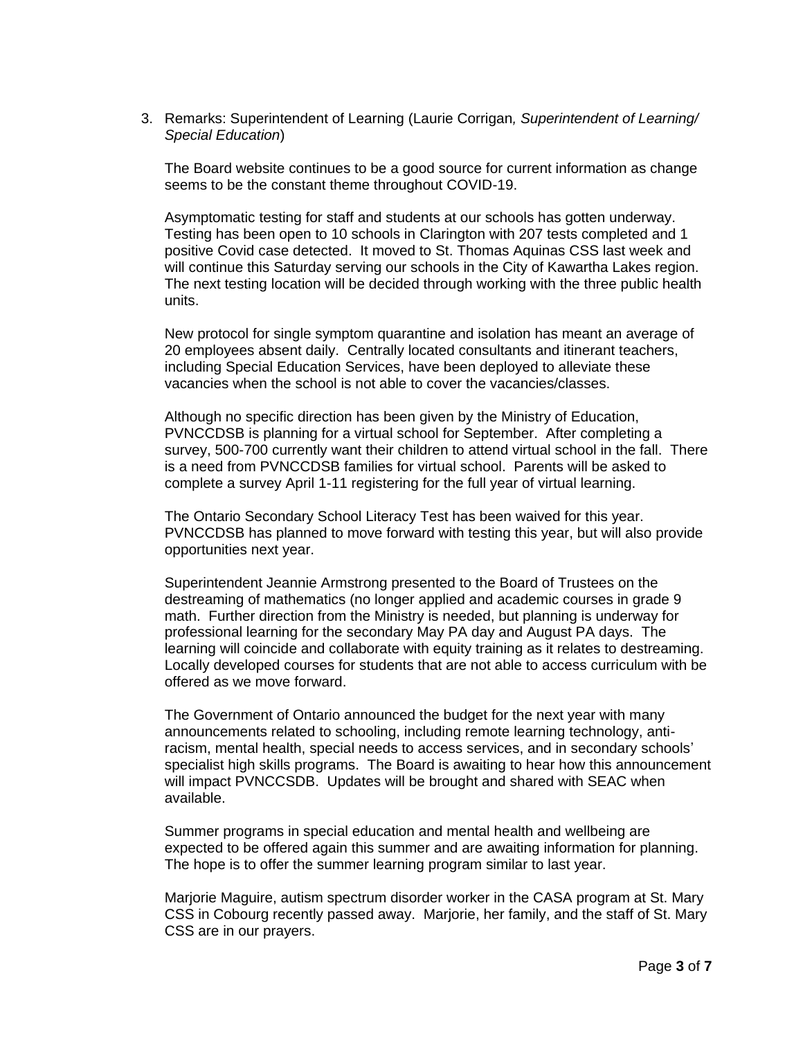3. Remarks: Superintendent of Learning (Laurie Corrigan*, Superintendent of Learning/ Special Education*)

   The Board website continues to be a good source for current information as change seems to be the constant theme throughout COVID-19.

   Asymptomatic testing for staff and students at our schools has gotten underway. Testing has been open to 10 schools in Clarington with 207 tests completed and 1 positive Covid case detected. It moved to St. Thomas Aquinas CSS last week and will continue this Saturday serving our schools in the City of Kawartha Lakes region. The next testing location will be decided through working with the three public health units.

   New protocol for single symptom quarantine and isolation has meant an average of 20 employees absent daily. Centrally located consultants and itinerant teachers, including Special Education Services, have been deployed to alleviate these vacancies when the school is not able to cover the vacancies/classes.

   Although no specific direction has been given by the Ministry of Education, PVNCCDSB is planning for a virtual school for September. After completing a survey, 500-700 currently want their children to attend virtual school in the fall. There is a need from PVNCCDSB families for virtual school. Parents will be asked to complete a survey April 1-11 registering for the full year of virtual learning.

   The Ontario Secondary School Literacy Test has been waived for this year. PVNCCDSB has planned to move forward with testing this year, but will also provide opportunities next year.

   Superintendent Jeannie Armstrong presented to the Board of Trustees on the destreaming of mathematics (no longer applied and academic courses in grade 9 math. Further direction from the Ministry is needed, but planning is underway for professional learning for the secondary May PA day and August PA days. The learning will coincide and collaborate with equity training as it relates to destreaming. Locally developed courses for students that are not able to access curriculum with be offered as we move forward.

   The Government of Ontario announced the budget for the next year with many announcements related to schooling, including remote learning technology, anti-racism, mental health, special needs to access services, and in secondary schools' specialist high skills programs. The Board is awaiting to hear how this announcement will impact PVNCCSDB. Updates will be brought and shared with SEAC when available.

   Summer programs in special education and mental health and wellbeing are expected to be offered again this summer and are awaiting information for planning. The hope is to offer the summer learning program similar to last year.

   Marjorie Maguire, autism spectrum disorder worker in the CASA program at St. Mary CSS in Cobourg recently passed away. Marjorie, her family, and the staff of St. Mary CSS are in our prayers.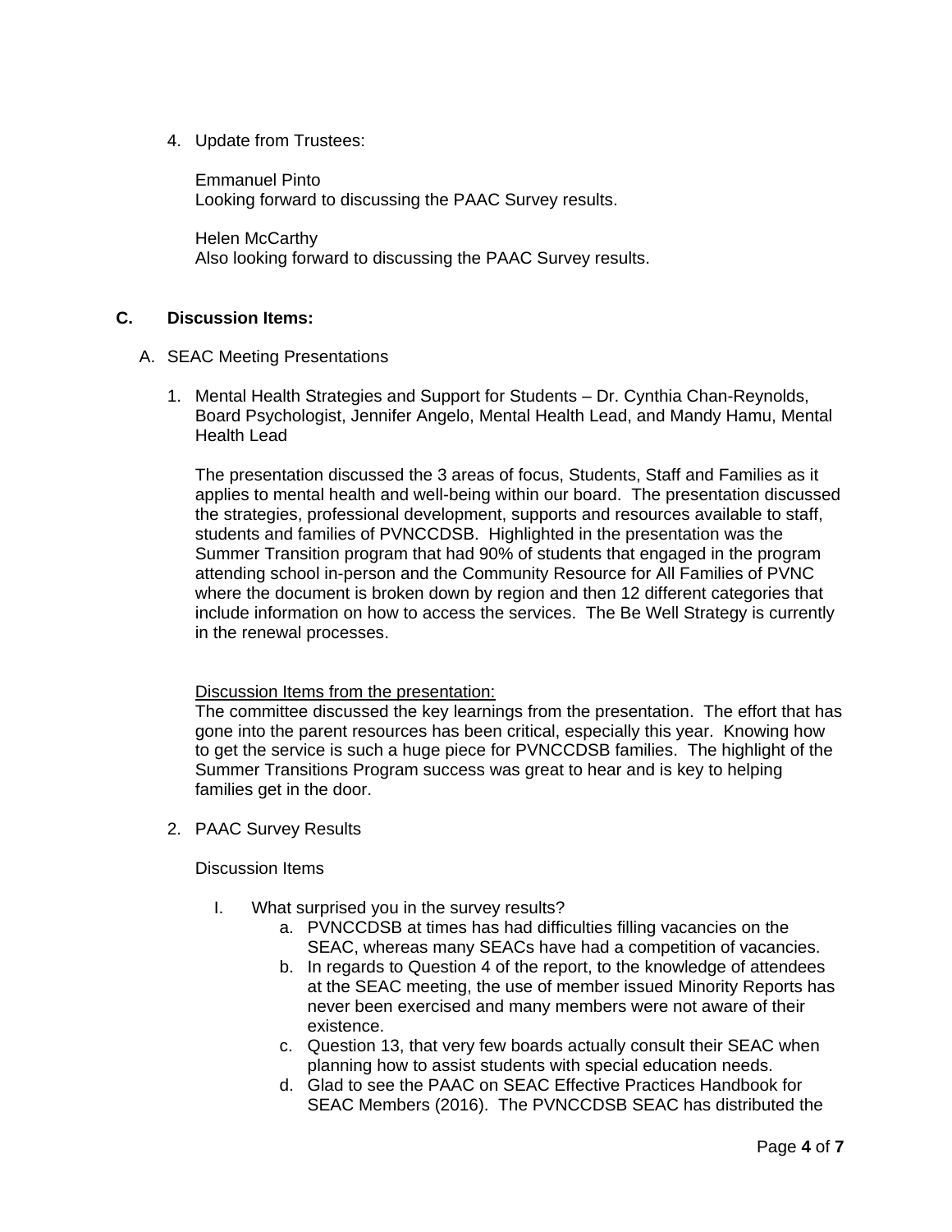4. Update from Trustees:

   Emmanuel Pinto
   Looking forward to discussing the PAAC Survey results.

   Helen McCarthy
   Also looking forward to discussing the PAAC Survey results.

## C. Discussion Items:

A. SEAC Meeting Presentations

1. Mental Health Strategies and Support for Students – Dr. Cynthia Chan-Reynolds, Board Psychologist, Jennifer Angelo, Mental Health Lead, and Mandy Hamu, Mental Health Lead

   The presentation discussed the 3 areas of focus, Students, Staff and Families as it applies to mental health and well-being within our board. The presentation discussed the strategies, professional development, supports and resources available to staff, students and families of PVNCCDSB. Highlighted in the presentation was the Summer Transition program that had 90% of students that engaged in the program attending school in-person and the Community Resource for All Families of PVNC where the document is broken down by region and then 12 different categories that include information on how to access the services. The Be Well Strategy is currently in the renewal processes.

   Discussion Items from the presentation:
   The committee discussed the key learnings from the presentation. The effort that has gone into the parent resources has been critical, especially this year. Knowing how to get the service is such a huge piece for PVNCCDSB families. The highlight of the Summer Transitions Program success was great to hear and is key to helping families get in the door.

2. PAAC Survey Results

   Discussion Items

   I. What surprised you in the survey results?
      a. PVNCCDSB at times has had difficulties filling vacancies on the SEAC, whereas many SEACs have had a competition of vacancies.
      b. In regards to Question 4 of the report, to the knowledge of attendees at the SEAC meeting, the use of member issued Minority Reports has never been exercised and many members were not aware of their existence.
      c. Question 13, that very few boards actually consult their SEAC when planning how to assist students with special education needs.
      d. Glad to see the PAAC on SEAC Effective Practices Handbook for SEAC Members (2016). The PVNCCDSB SEAC has distributed the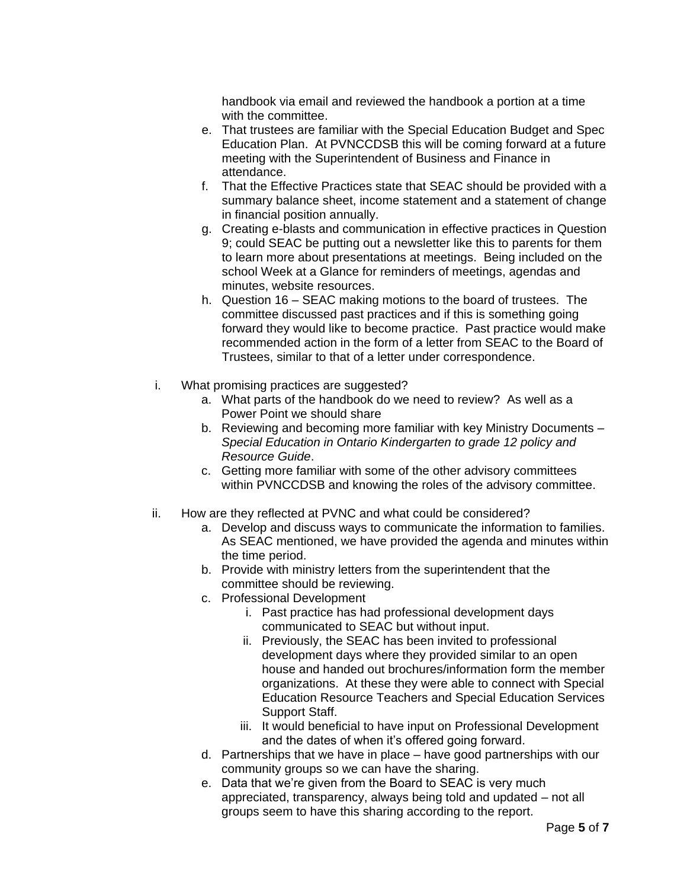handbook via email and reviewed the handbook a portion at a time with the committee.

e. That trustees are familiar with the Special Education Budget and Spec Education Plan. At PVNCCDSB this will be coming forward at a future meeting with the Superintendent of Business and Finance in attendance.
f. That the Effective Practices state that SEAC should be provided with a summary balance sheet, income statement and a statement of change in financial position annually.
g. Creating e-blasts and communication in effective practices in Question 9; could SEAC be putting out a newsletter like this to parents for them to learn more about presentations at meetings. Being included on the school Week at a Glance for reminders of meetings, agendas and minutes, website resources.
h. Question 16 – SEAC making motions to the board of trustees. The committee discussed past practices and if this is something going forward they would like to become practice. Past practice would make recommended action in the form of a letter from SEAC to the Board of Trustees, similar to that of a letter under correspondence.

i. What promising practices are suggested?
   a. What parts of the handbook do we need to review? As well as a Power Point we should share
   b. Reviewing and becoming more familiar with key Ministry Documents – *Special Education in Ontario Kindergarten to grade 12 policy and Resource Guide*.
   c. Getting more familiar with some of the other advisory committees within PVNCCDSB and knowing the roles of the advisory committee.

ii. How are they reflected at PVNC and what could be considered?
   a. Develop and discuss ways to communicate the information to families. As SEAC mentioned, we have provided the agenda and minutes within the time period.
   b. Provide with ministry letters from the superintendent that the committee should be reviewing.
   c. Professional Development
      i. Past practice has had professional development days communicated to SEAC but without input.
      ii. Previously, the SEAC has been invited to professional development days where they provided similar to an open house and handed out brochures/information form the member organizations. At these they were able to connect with Special Education Resource Teachers and Special Education Services Support Staff.
      iii. It would beneficial to have input on Professional Development and the dates of when it's offered going forward.
   d. Partnerships that we have in place – have good partnerships with our community groups so we can have the sharing.
   e. Data that we're given from the Board to SEAC is very much appreciated, transparency, always being told and updated – not all groups seem to have this sharing according to the report.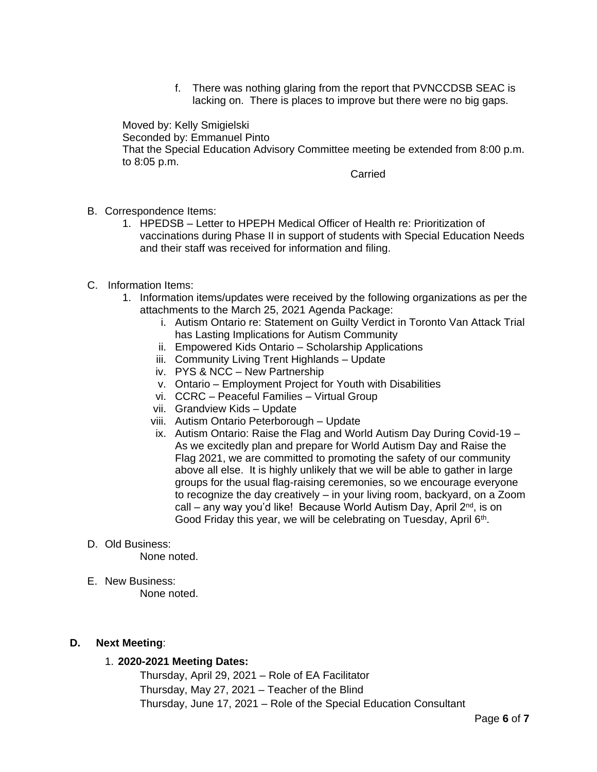f. There was nothing glaring from the report that PVNCCDSB SEAC is lacking on. There is places to improve but there were no big gaps.

Moved by: Kelly Smigielski
Seconded by: Emmanuel Pinto
That the Special Education Advisory Committee meeting be extended from 8:00 p.m. to 8:05 p.m.

Carried

B. Correspondence Items:
   1. HPEDSB – Letter to HPEPH Medical Officer of Health re: Prioritization of vaccinations during Phase II in support of students with Special Education Needs and their staff was received for information and filing.

C. Information Items:
   1. Information items/updates were received by the following organizations as per the attachments to the March 25, 2021 Agenda Package:
      i. Autism Ontario re: Statement on Guilty Verdict in Toronto Van Attack Trial has Lasting Implications for Autism Community
      ii. Empowered Kids Ontario – Scholarship Applications
      iii. Community Living Trent Highlands – Update
      iv. PYS & NCC – New Partnership
      v. Ontario – Employment Project for Youth with Disabilities
      vi. CCRC – Peaceful Families – Virtual Group
      vii. Grandview Kids – Update
      viii. Autism Ontario Peterborough – Update
      ix. Autism Ontario: Raise the Flag and World Autism Day During Covid-19 – As we excitedly plan and prepare for World Autism Day and Raise the Flag 2021, we are committed to promoting the safety of our community above all else. It is highly unlikely that we will be able to gather in large groups for the usual flag-raising ceremonies, so we encourage everyone to recognize the day creatively – in your living room, backyard, on a Zoom call – any way you'd like! Because World Autism Day, April 2nd, is on Good Friday this year, we will be celebrating on Tuesday, April 6th.

D. Old Business:
   None noted.

E. New Business:
   None noted.

**D. Next Meeting**:

1. **2020-2021 Meeting Dates:**
   Thursday, April 29, 2021 – Role of EA Facilitator
   Thursday, May 27, 2021 – Teacher of the Blind
   Thursday, June 17, 2021 – Role of the Special Education Consultant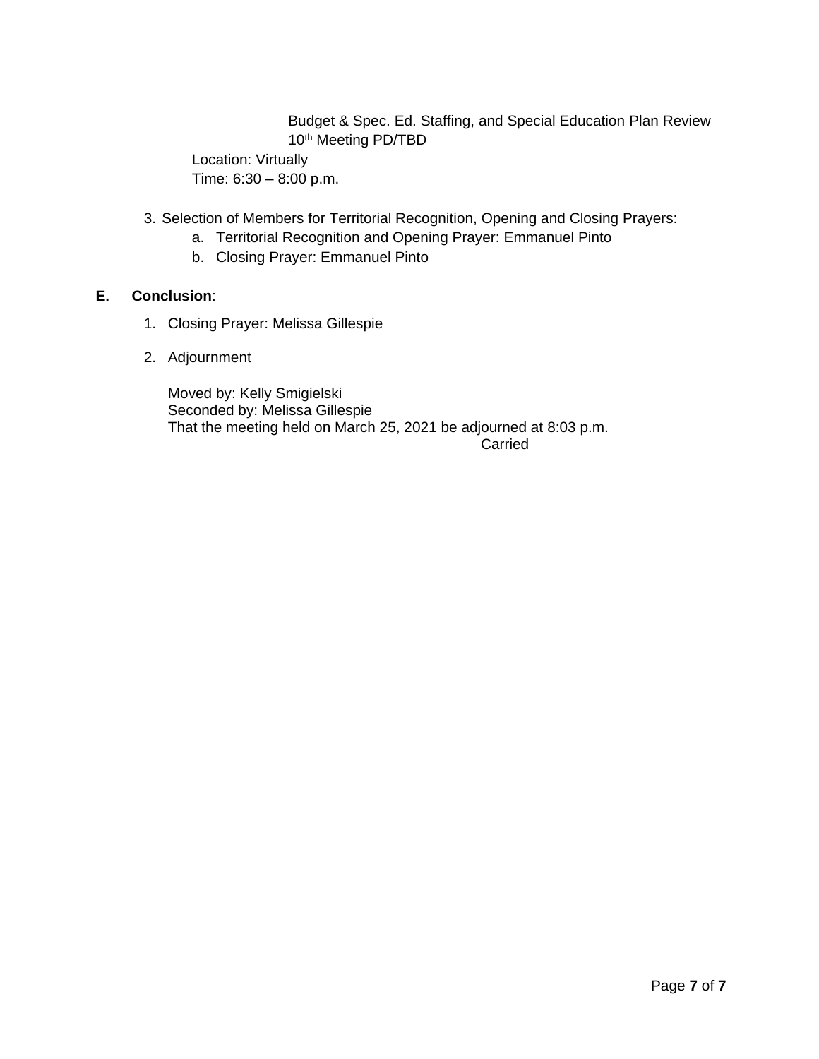Budget & Spec. Ed. Staffing, and Special Education Plan Review
10th Meeting PD/TBD

Location: Virtually
Time: 6:30 – 8:00 p.m.

3. Selection of Members for Territorial Recognition, Opening and Closing Prayers:
   a. Territorial Recognition and Opening Prayer: Emmanuel Pinto
   b. Closing Prayer: Emmanuel Pinto

**E. Conclusion**:

1. Closing Prayer: Melissa Gillespie

2. Adjournment

   Moved by: Kelly Smigielski
   Seconded by: Melissa Gillespie
   That the meeting held on March 25, 2021 be adjourned at 8:03 p.m.
   Carried